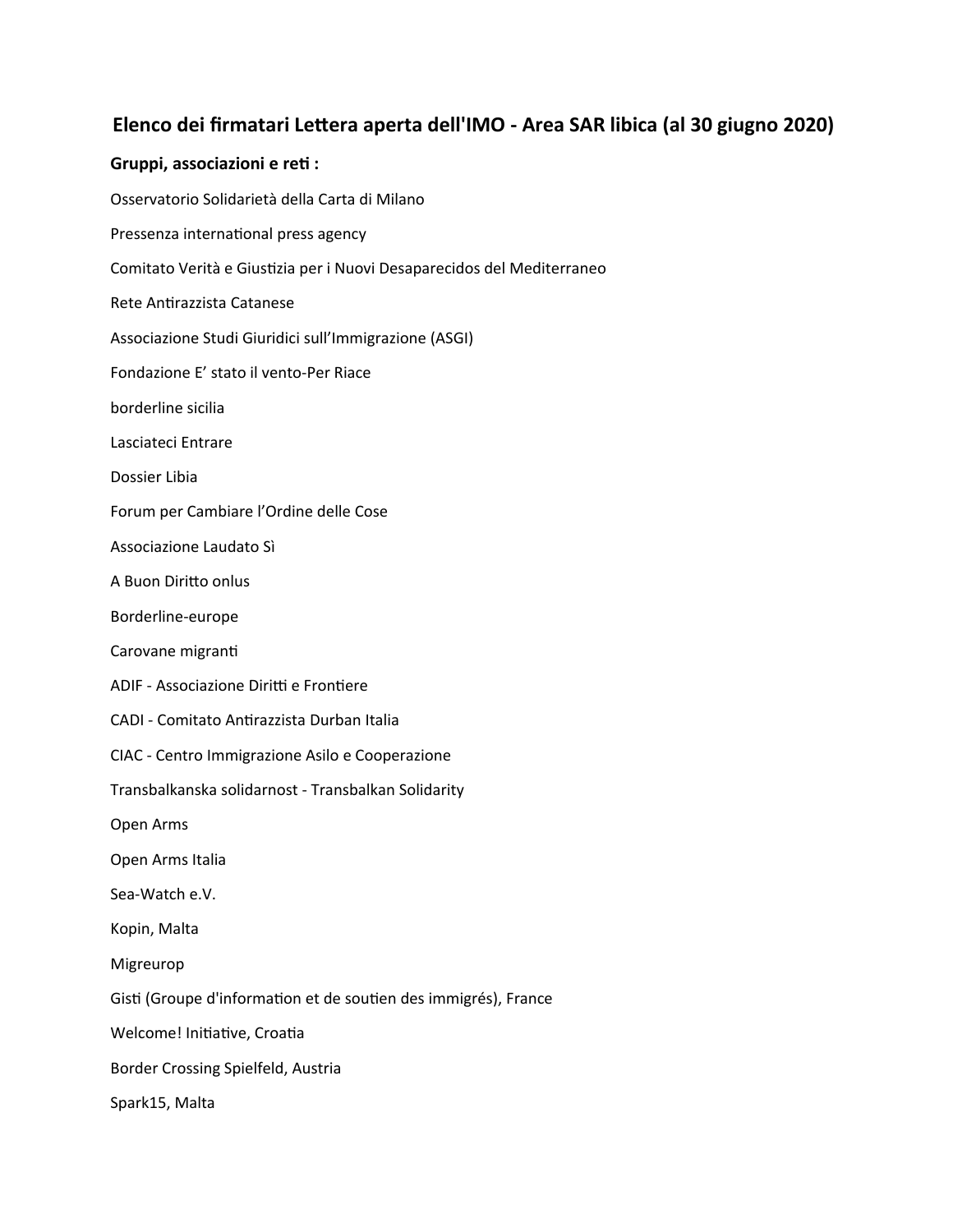# Elenco dei firmatari Lettera aperta dell'IMO - Area SAR libica (al 30 giugno 2020)

## Gruppi, associazioni e reti :

Osservatorio Solidarietà della Carta di Milano

Pressenza international press agency

Comitato Verità e Giustizia per i Nuovi Desaparecidos del Mediterraneo

Rete Antirazzista Catanese

Associazione Studi Giuridici sull'Immigrazione (ASGI)

Fondazione E' stato il vento-Per Riace

borderline sicilia

Lasciateci Entrare

Dossier Libia

Forum per Cambiare l'Ordine delle Cose

Associazione Laudato Sì

A Buon Diritto onlus

Borderline-europe

Carovane migranti

ADIF - Associazione Diritti e Frontiere

CADI - Comitato Antirazzista Durban Italia

CIAC - Centro Immigrazione Asilo e Cooperazione

Transbalkanska solidarnost - Transbalkan Solidarity

Open Arms

Open Arms Italia

Sea-Watch e.V.

Kopin, Malta

Migreurop

Gisti (Groupe d'information et de soutien des immigrés), France

Welcome! Initiative, Croatia

Border Crossing Spielfeld, Austria

Spark15, Malta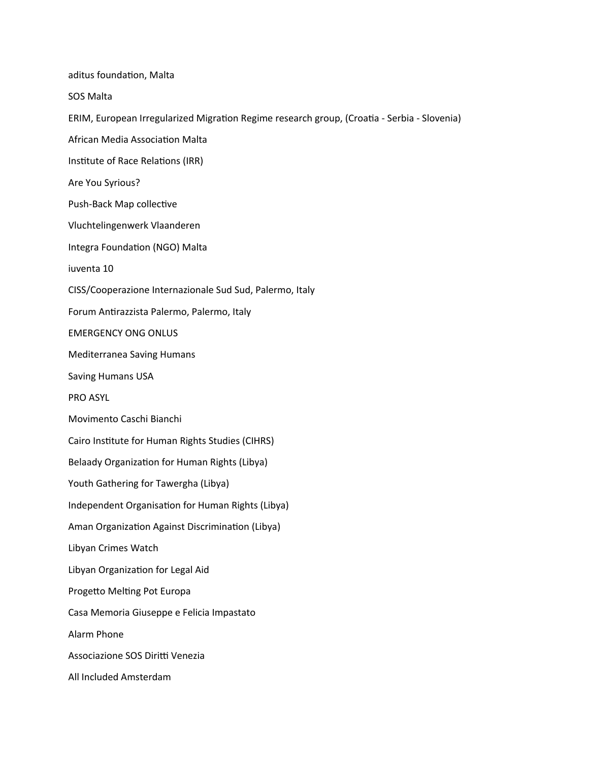aditus foundation, Malta

SOS Malta

ERIM, European Irregularized Migration Regime research group, (Croatia - Serbia - Slovenia)

African Media Association Malta

Institute of Race Relations (IRR)

Are You Syrious?

Push-Back Map collective

Vluchtelingenwerk Vlaanderen

Integra Foundation (NGO) Malta

iuventa 10

CISS/Cooperazione Internazionale Sud Sud, Palermo, Italy

Forum Antirazzista Palermo, Palermo, Italy

EMERGENCY ONG ONLUS

Mediterranea Saving Humans

Saving Humans USA

PRO ASYL

Movimento Caschi Bianchi

Cairo Institute for Human Rights Studies (CIHRS)

Belaady Organization for Human Rights (Libya)

Youth Gathering for Tawergha (Libya)

Independent Organisation for Human Rights (Libya)

Aman Organization Against Discrimination (Libya)

Libyan Crimes Watch

Libyan Organization for Legal Aid

Progetto Melting Pot Europa

Casa Memoria Giuseppe e Felicia Impastato

Alarm Phone

Associazione SOS Diritti Venezia

All Included Amsterdam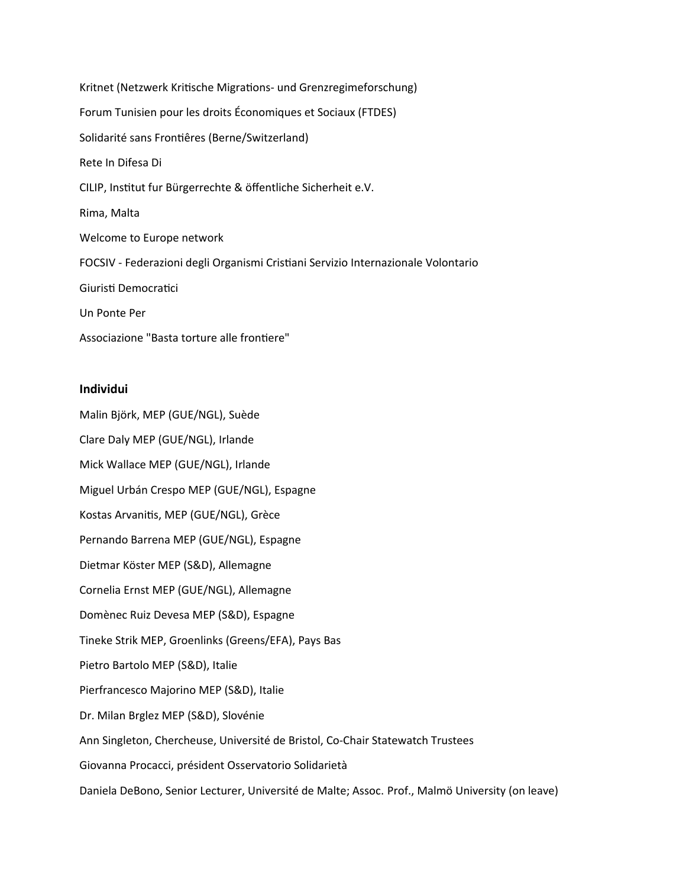Kritnet (Netzwerk Kritische Migrations- und Grenzregimeforschung)

Forum Tunisien pour les droits Économiques et Sociaux (FTDES)

Solidarité sans Frontiêres (Berne/Switzerland)

Rete In Difesa Di

CILIP, Institut fur Bürgerrechte & öffentliche Sicherheit e.V.

Rima, Malta

Welcome to Europe network

FOCSIV - Federazioni degli Organismi Cristiani Servizio Internazionale Volontario

Giuristi Democratici

Un Ponte Per

Associazione "Basta torture alle frontiere"

### Individui

Malin Björk, MEP (GUE/NGL), Suède

Clare Daly MEP (GUE/NGL), Irlande

Mick Wallace MEP (GUE/NGL), Irlande

Miguel Urbán Crespo MEP (GUE/NGL), Espagne

Kostas Arvanitis, MEP (GUE/NGL), Grèce

Pernando Barrena MEP (GUE/NGL), Espagne

Dietmar Köster MEP (S&D), Allemagne

Cornelia Ernst MEP (GUE/NGL), Allemagne

Domènec Ruiz Devesa MEP (S&D), Espagne

Tineke Strik MEP, Groenlinks (Greens/EFA), Pays Bas

Pietro Bartolo MEP (S&D), Italie

Pierfrancesco Majorino MEP (S&D), Italie

Dr. Milan Brglez MEP (S&D), Slovénie

Ann Singleton, Chercheuse, Université de Bristol, Co-Chair Statewatch Trustees

Giovanna Procacci, président Osservatorio Solidarietà

Daniela DeBono, Senior Lecturer, Université de Malte; Assoc. Prof., Malmö University (on leave)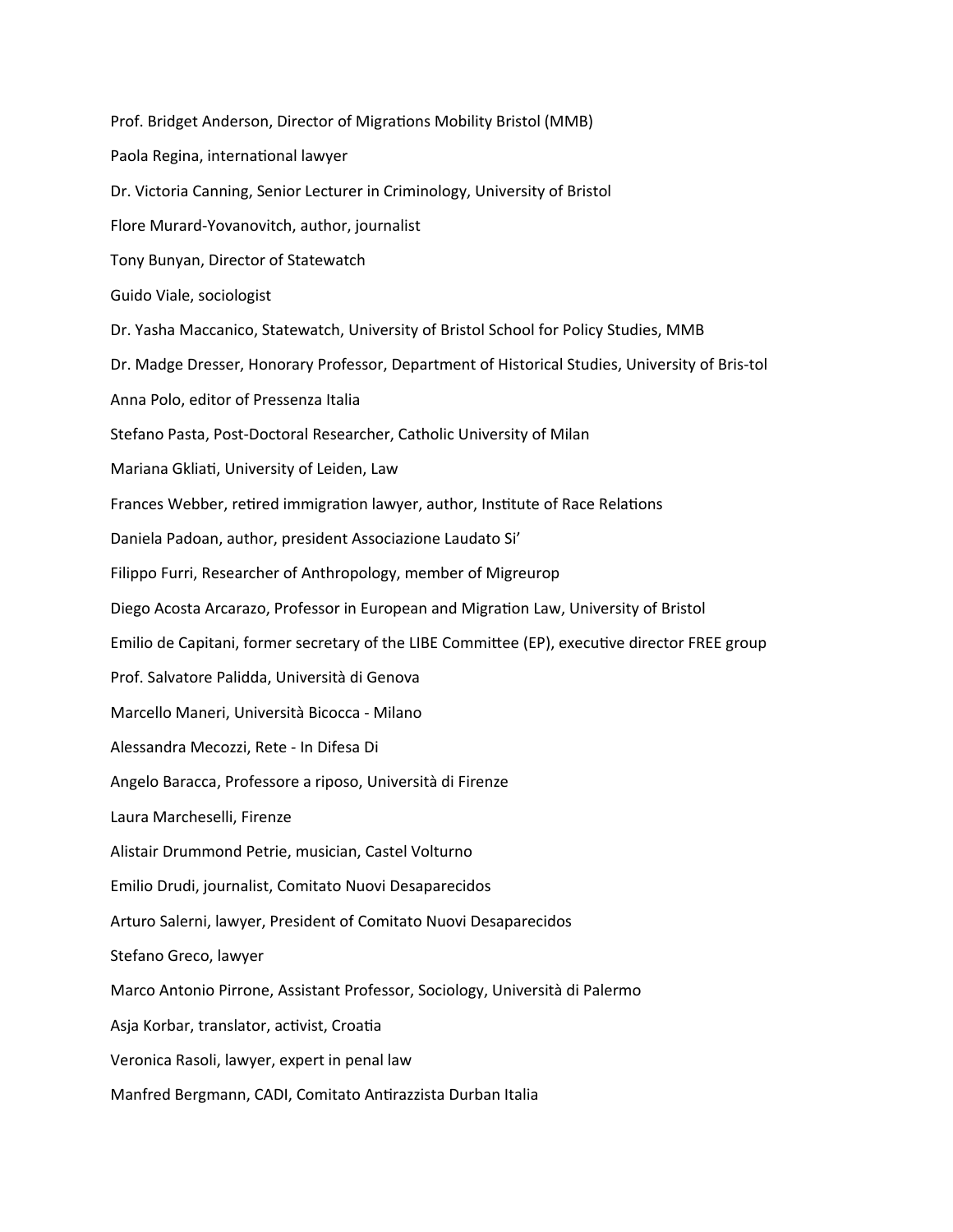Prof. Bridget Anderson, Director of Migrations Mobility Bristol (MMB)

Paola Regina, international lawyer

Dr. Victoria Canning, Senior Lecturer in Criminology, University of Bristol

Flore Murard-Yovanovitch, author, journalist

Tony Bunyan, Director of Statewatch

Guido Viale, sociologist

Dr. Yasha Maccanico, Statewatch, University of Bristol School for Policy Studies, MMB

Dr. Madge Dresser, Honorary Professor, Department of Historical Studies, University of Bris-tol

Anna Polo, editor of Pressenza Italia

Stefano Pasta, Post-Doctoral Researcher, Catholic University of Milan

Mariana Gkliati, University of Leiden, Law

Frances Webber, retired immigration lawyer, author, Institute of Race Relations

Daniela Padoan, author, president Associazione Laudato Si'

Filippo Furri, Researcher of Anthropology, member of Migreurop

Diego Acosta Arcarazo, Professor in European and Migration Law, University of Bristol

Emilio de Capitani, former secretary of the LIBE Committee (EP), executive director FREE group

Prof. Salvatore Palidda, Università di Genova

Marcello Maneri, Università Bicocca - Milano

Alessandra Mecozzi, Rete - In Difesa Di

Angelo Baracca, Professore a riposo, Università di Firenze

Laura Marcheselli, Firenze

Alistair Drummond Petrie, musician, Castel Volturno

Emilio Drudi, journalist, Comitato Nuovi Desaparecidos

Arturo Salerni, lawyer, President of Comitato Nuovi Desaparecidos

Stefano Greco, lawyer

Marco Antonio Pirrone, Assistant Professor, Sociology, Università di Palermo

Asja Korbar, translator, activist, Croatia

Veronica Rasoli, lawyer, expert in penal law

Manfred Bergmann, CADI, Comitato Antirazzista Durban Italia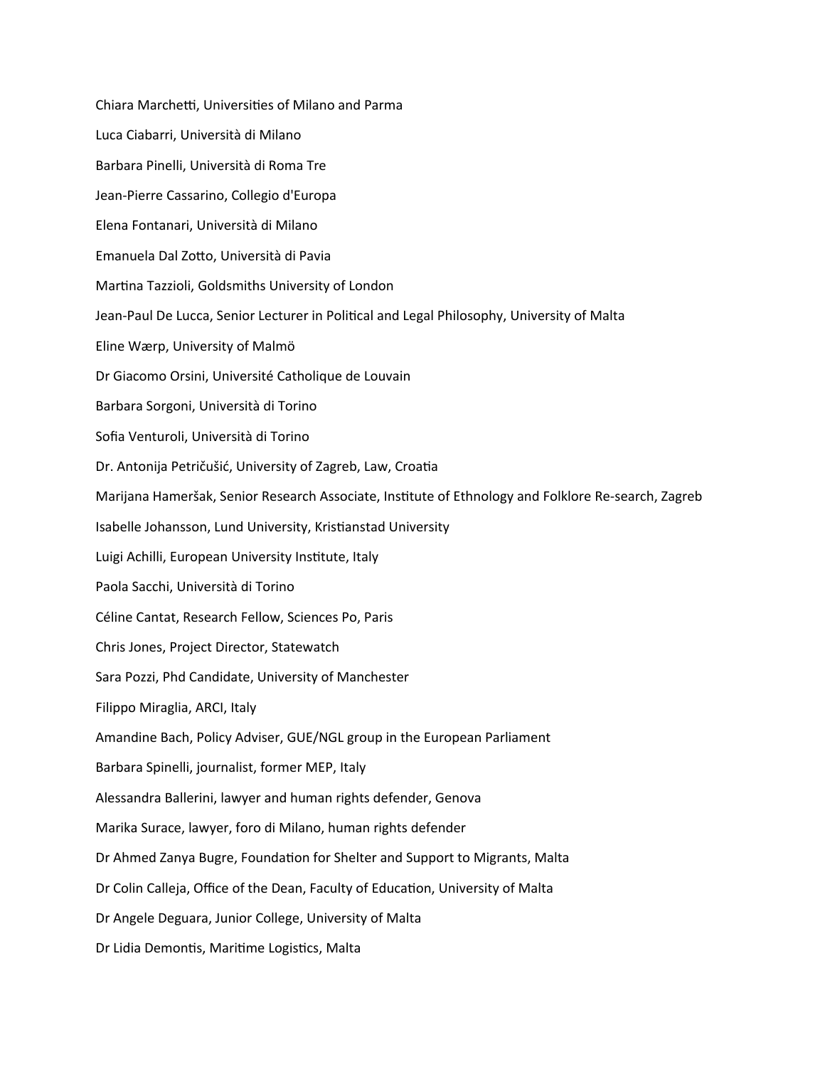Chiara Marchetti, Universities of Milano and Parma

Luca Ciabarri, Università di Milano

Barbara Pinelli, Università di Roma Tre

Jean-Pierre Cassarino, Collegio d'Europa

Elena Fontanari, Università di Milano

Emanuela Dal Zotto, Università di Pavia

Martina Tazzioli, Goldsmiths University of London

Jean-Paul De Lucca, Senior Lecturer in Political and Legal Philosophy, University of Malta

Eline Wærp, University of Malmö

Dr Giacomo Orsini, Université Catholique de Louvain

Barbara Sorgoni, Università di Torino

Sofia Venturoli, Università di Torino

Dr. Antonija Petričušić, University of Zagreb, Law, Croatia

Marijana Hameršak, Senior Research Associate, Institute of Ethnology and Folklore Re-search, Zagreb

Isabelle Johansson, Lund University, Kristianstad University

Luigi Achilli, European University Institute, Italy

Paola Sacchi, Università di Torino

Céline Cantat, Research Fellow, Sciences Po, Paris

Chris Jones, Project Director, Statewatch

Sara Pozzi, Phd Candidate, University of Manchester

Filippo Miraglia, ARCI, Italy

Amandine Bach, Policy Adviser, GUE/NGL group in the European Parliament

Barbara Spinelli, journalist, former MEP, Italy

Alessandra Ballerini, lawyer and human rights defender, Genova

Marika Surace, lawyer, foro di Milano, human rights defender

Dr Ahmed Zanya Bugre, Foundation for Shelter and Support to Migrants, Malta

Dr Colin Calleja, Office of the Dean, Faculty of Education, University of Malta

Dr Angele Deguara, Junior College, University of Malta

Dr Lidia Demontis, Maritime Logistics, Malta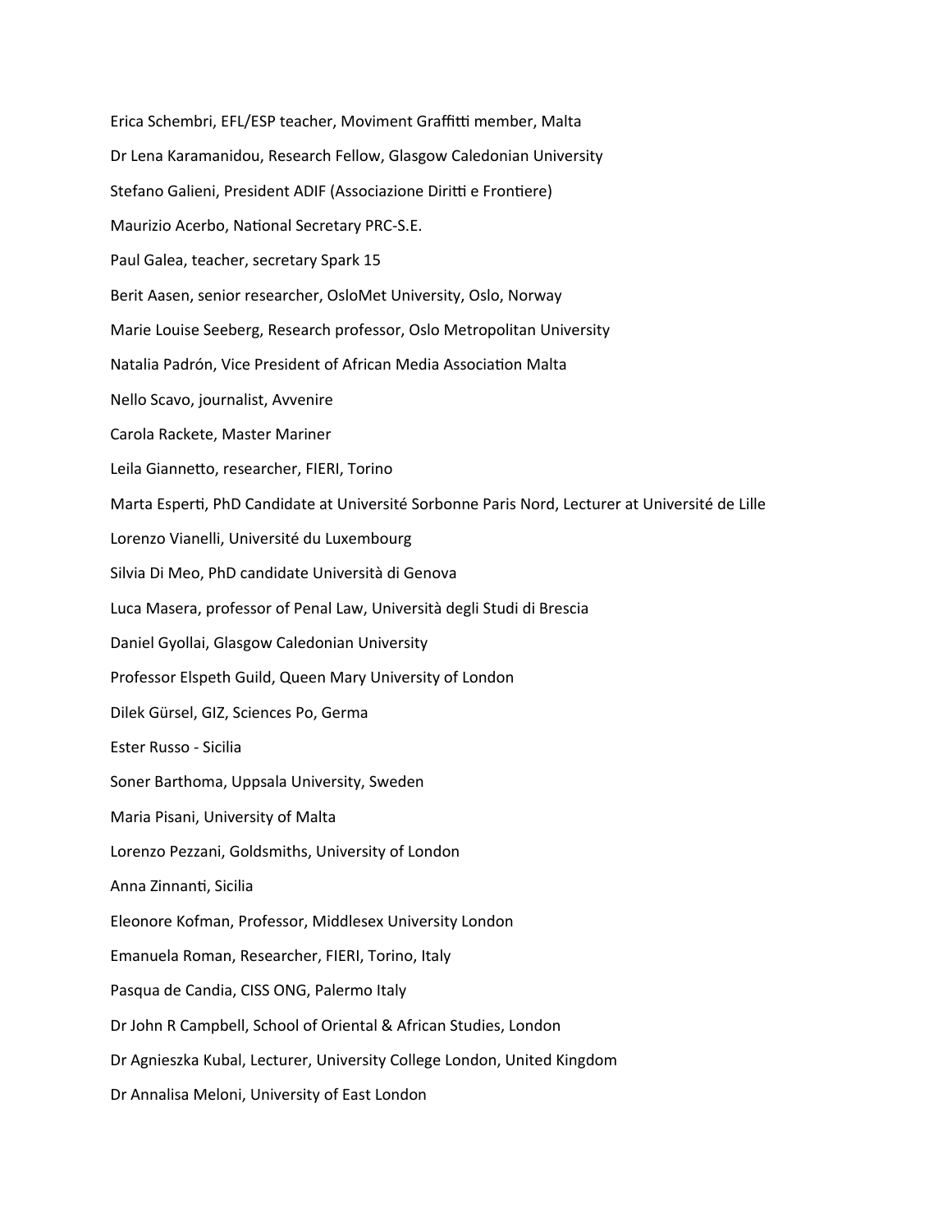Erica Schembri, EFL/ESP teacher, Moviment Graffitti member, Malta

Dr Lena Karamanidou, Research Fellow, Glasgow Caledonian University

Stefano Galieni, President ADIF (Associazione Diritti e Frontiere)

Maurizio Acerbo, National Secretary PRC-S.E.

Paul Galea, teacher, secretary Spark 15

Berit Aasen, senior researcher, OsloMet University, Oslo, Norway

Marie Louise Seeberg, Research professor, Oslo Metropolitan University

Natalia Padrón, Vice President of African Media Association Malta

Nello Scavo, journalist, Avvenire

Carola Rackete, Master Mariner

Leila Giannetto, researcher, FIERI, Torino

Marta Esperti, PhD Candidate at Université Sorbonne Paris Nord, Lecturer at Université de Lille

Lorenzo Vianelli, Université du Luxembourg

Silvia Di Meo, PhD candidate Università di Genova

Luca Masera, professor of Penal Law, Università degli Studi di Brescia

Daniel Gyollai, Glasgow Caledonian University

Professor Elspeth Guild, Queen Mary University of London

Dilek Gürsel, GIZ, Sciences Po, Germa

Ester Russo - Sicilia

Soner Barthoma, Uppsala University, Sweden

Maria Pisani, University of Malta

Lorenzo Pezzani, Goldsmiths, University of London

Anna Zinnanti, Sicilia

Eleonore Kofman, Professor, Middlesex University London

Emanuela Roman, Researcher, FIERI, Torino, Italy

Pasqua de Candia, CISS ONG, Palermo Italy

Dr John R Campbell, School of Oriental & African Studies, London

Dr Agnieszka Kubal, Lecturer, University College London, United Kingdom

Dr Annalisa Meloni, University of East London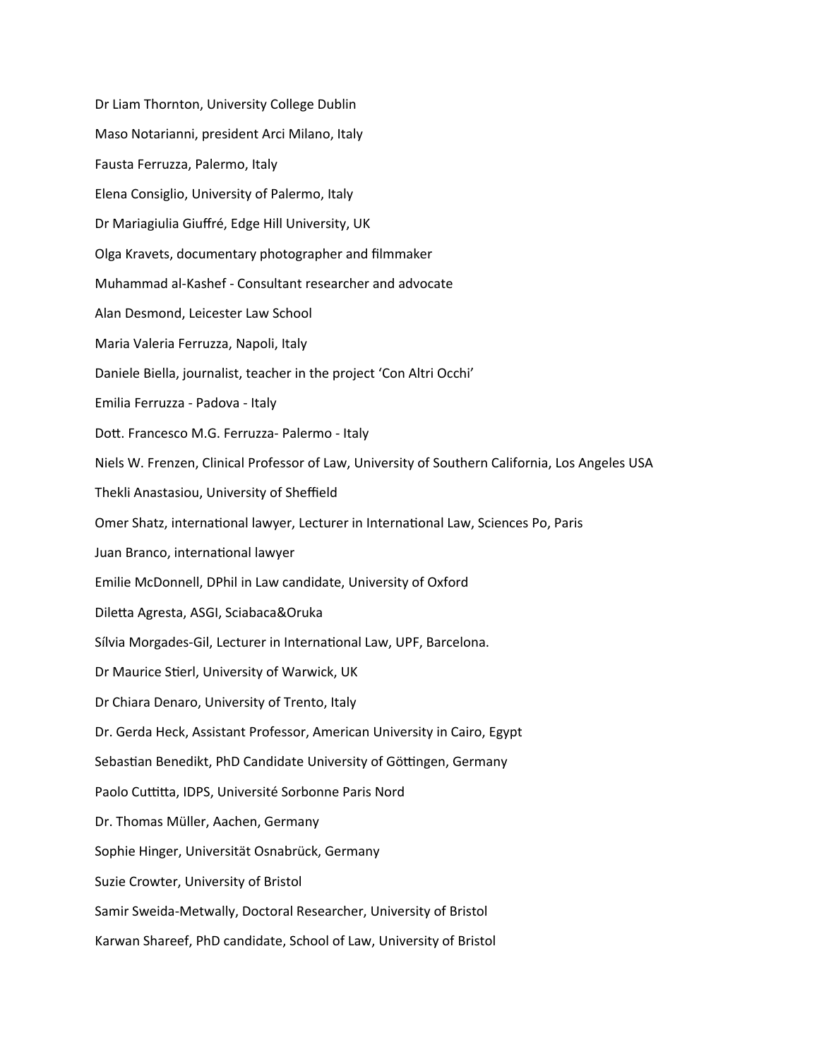Dr Liam Thornton, University College Dublin

Maso Notarianni, president Arci Milano, Italy

Fausta Ferruzza, Palermo, Italy

Elena Consiglio, University of Palermo, Italy

Dr Mariagiulia Giuffré, Edge Hill University, UK

Olga Kravets, documentary photographer and filmmaker

Muhammad al-Kashef - Consultant researcher and advocate

Alan Desmond, Leicester Law School

Maria Valeria Ferruzza, Napoli, Italy

Daniele Biella, journalist, teacher in the project 'Con Altri Occhi'

Emilia Ferruzza - Padova - Italy

Dott. Francesco M.G. Ferruzza- Palermo - Italy

Niels W. Frenzen, Clinical Professor of Law, University of Southern California, Los Angeles USA

Thekli Anastasiou, University of Sheffield

Omer Shatz, international lawyer, Lecturer in International Law, Sciences Po, Paris

Juan Branco, international lawyer

Emilie McDonnell, DPhil in Law candidate, University of Oxford

Diletta Agresta, ASGI, Sciabaca&Oruka

Sílvia Morgades-Gil, Lecturer in International Law, UPF, Barcelona.

Dr Maurice Stierl, University of Warwick, UK

Dr Chiara Denaro, University of Trento, Italy

Dr. Gerda Heck, Assistant Professor, American University in Cairo, Egypt

Sebastian Benedikt, PhD Candidate University of Göttingen, Germany

Paolo Cuttitta, IDPS, Université Sorbonne Paris Nord

Dr. Thomas Müller, Aachen, Germany

Sophie Hinger, Universität Osnabrück, Germany

Suzie Crowter, University of Bristol

Samir Sweida-Metwally, Doctoral Researcher, University of Bristol

Karwan Shareef, PhD candidate, School of Law, University of Bristol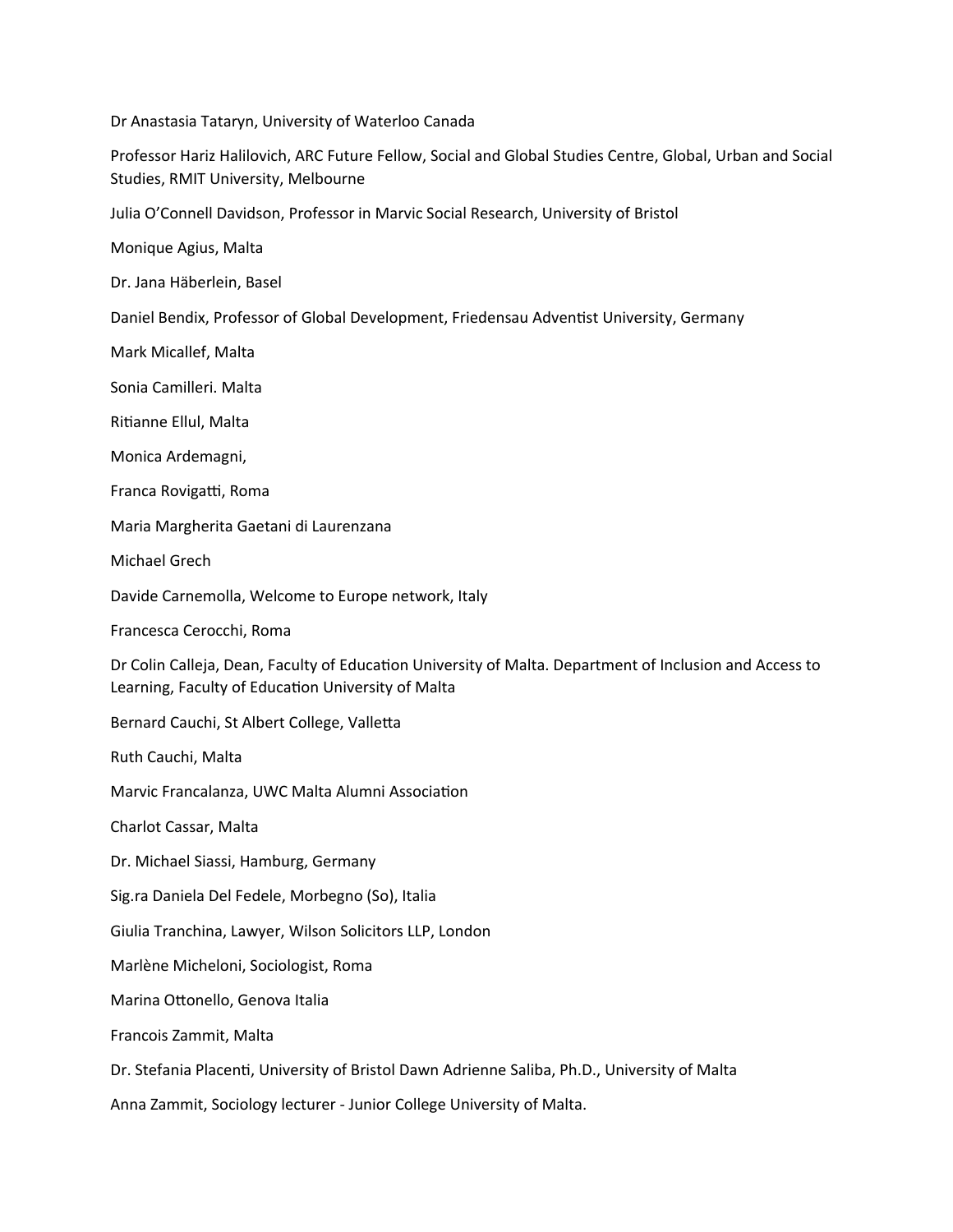Dr Anastasia Tataryn, University of Waterloo Canada

Professor Hariz Halilovich, ARC Future Fellow, Social and Global Studies Centre, Global, Urban and Social Studies, RMIT University, Melbourne

Julia O'Connell Davidson, Professor in Marvic Social Research, University of Bristol

Monique Agius, Malta

Dr. Jana Häberlein, Basel

Daniel Bendix, Professor of Global Development, Friedensau Adventist University, Germany

Mark Micallef, Malta

Sonia Camilleri. Malta

Ritianne Ellul, Malta

Monica Ardemagni,

Franca Rovigatti, Roma

Maria Margherita Gaetani di Laurenzana

Michael Grech

Davide Carnemolla, Welcome to Europe network, Italy

Francesca Cerocchi, Roma

Dr Colin Calleja, Dean, Faculty of Education University of Malta. Department of Inclusion and Access to Learning, Faculty of Education University of Malta

Bernard Cauchi, St Albert College, Valletta

Ruth Cauchi, Malta

Marvic Francalanza, UWC Malta Alumni Association

Charlot Cassar, Malta

Dr. Michael Siassi, Hamburg, Germany

Sig.ra Daniela Del Fedele, Morbegno (So), Italia

Giulia Tranchina, Lawyer, Wilson Solicitors LLP, London

Marlène Micheloni, Sociologist, Roma

Marina Ottonello, Genova Italia

Francois Zammit, Malta

Dr. Stefania Placenti, University of Bristol Dawn Adrienne Saliba, Ph.D., University of Malta

Anna Zammit, Sociology lecturer - Junior College University of Malta.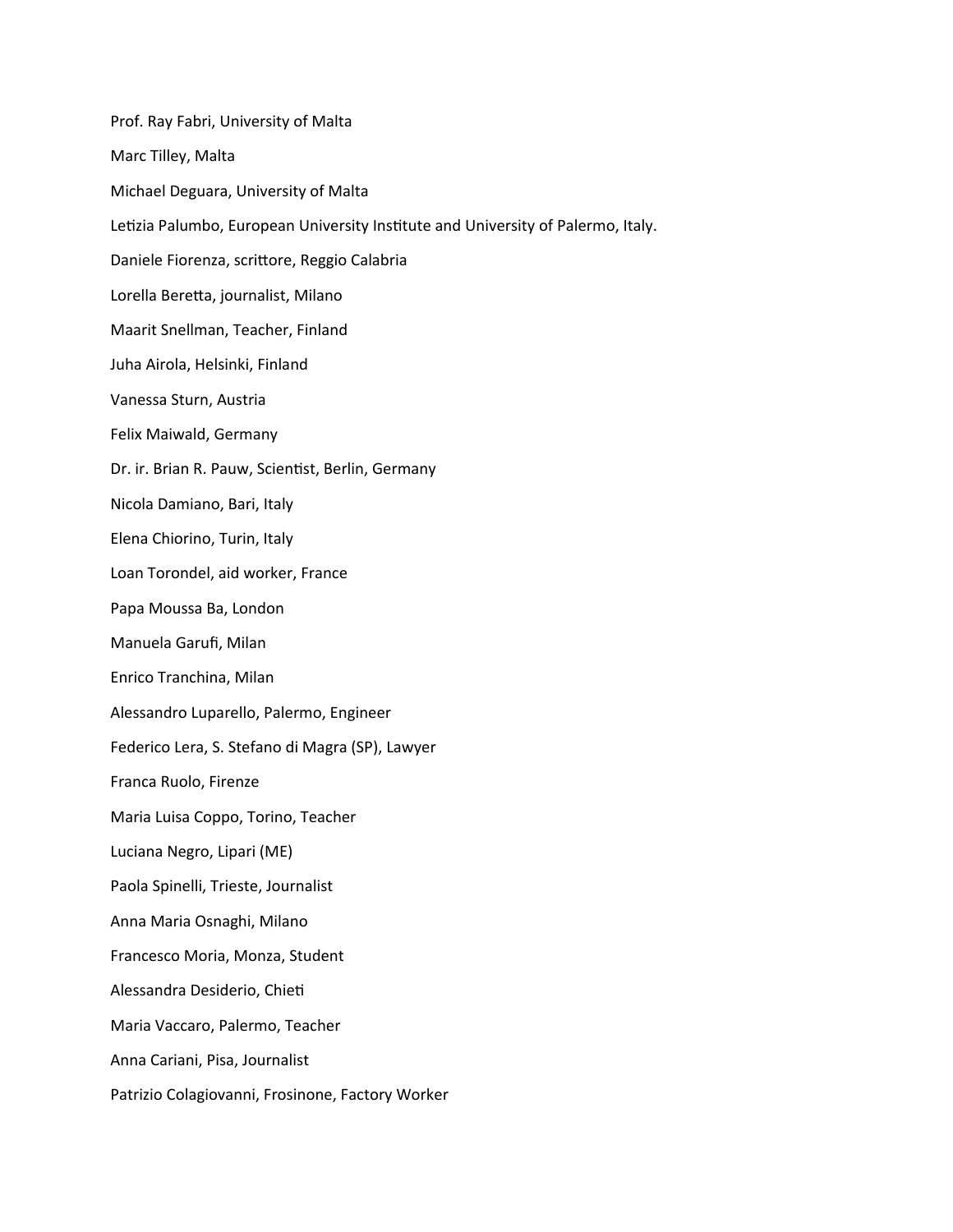Prof. Ray Fabri, University of Malta

Marc Tilley, Malta

Michael Deguara, University of Malta

Letizia Palumbo, European University Institute and University of Palermo, Italy.

Daniele Fiorenza, scrittore, Reggio Calabria

Lorella Beretta, journalist, Milano

Maarit Snellman, Teacher, Finland

Juha Airola, Helsinki, Finland

Vanessa Sturn, Austria

Felix Maiwald, Germany

Dr. ir. Brian R. Pauw, Scientist, Berlin, Germany

Nicola Damiano, Bari, Italy

Elena Chiorino, Turin, Italy

Loan Torondel, aid worker, France

Papa Moussa Ba, London

Manuela Garufi, Milan

Enrico Tranchina, Milan

Alessandro Luparello, Palermo, Engineer

Federico Lera, S. Stefano di Magra (SP), Lawyer

Franca Ruolo, Firenze

Maria Luisa Coppo, Torino, Teacher

Luciana Negro, Lipari (ME)

Paola Spinelli, Trieste, Journalist

Anna Maria Osnaghi, Milano

Francesco Moria, Monza, Student

Alessandra Desiderio, Chieti

Maria Vaccaro, Palermo, Teacher

Anna Cariani, Pisa, Journalist

Patrizio Colagiovanni, Frosinone, Factory Worker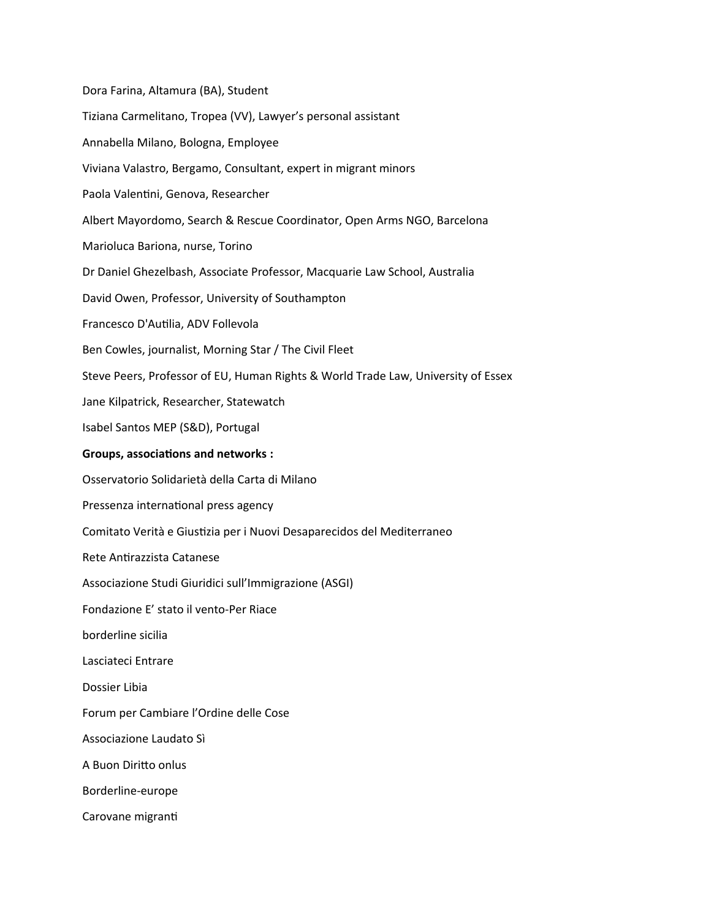Dora Farina, Altamura (BA), Student

Tiziana Carmelitano, Tropea (VV), Lawyer's personal assistant

Annabella Milano, Bologna, Employee

Viviana Valastro, Bergamo, Consultant, expert in migrant minors

Paola Valentini, Genova, Researcher

Albert Mayordomo, Search & Rescue Coordinator, Open Arms NGO, Barcelona

Marioluca Bariona, nurse, Torino

Dr Daniel Ghezelbash, Associate Professor, Macquarie Law School, Australia

David Owen, Professor, University of Southampton

Francesco D'Autilia, ADV Follevola

Ben Cowles, journalist, Morning Star / The Civil Fleet

Steve Peers, Professor of EU, Human Rights & World Trade Law, University of Essex

Jane Kilpatrick, Researcher, Statewatch

Isabel Santos MEP (S&D), Portugal

**Groups, associations and networks :**

Osservatorio Solidarietà della Carta di Milano

Pressenza international press agency

Comitato Verità e Giustizia per i Nuovi Desaparecidos del Mediterraneo

Rete Antirazzista Catanese

Associazione Studi Giuridici sull'Immigrazione (ASGI)

Fondazione E' stato il vento-Per Riace

borderline sicilia

Lasciateci Entrare

Dossier Libia

Forum per Cambiare l'Ordine delle Cose

Associazione Laudato Sì

A Buon Diritto onlus

Borderline-europe

Carovane migranti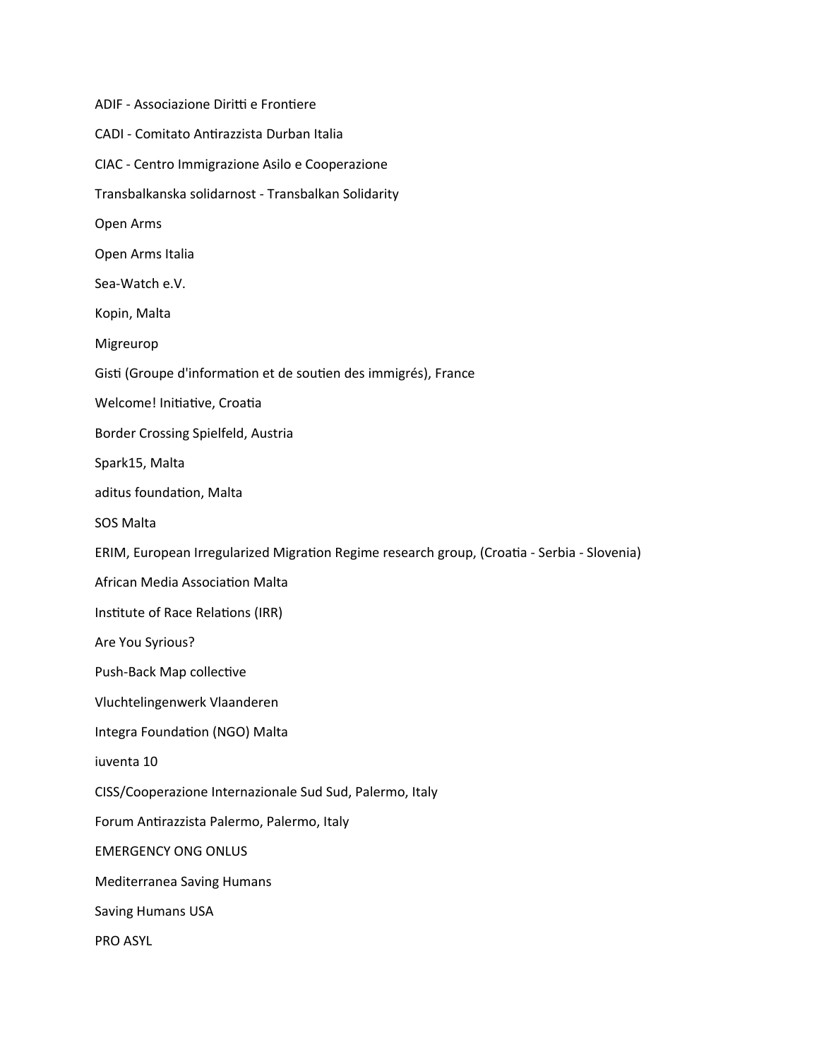ADIF - Associazione Diritti e Frontiere

CADI - Comitato Antirazzista Durban Italia

CIAC - Centro Immigrazione Asilo e Cooperazione

Transbalkanska solidarnost - Transbalkan Solidarity

Open Arms

Open Arms Italia

Sea-Watch e.V.

Kopin, Malta

Migreurop

Gisti (Groupe d'information et de soutien des immigrés), France

Welcome! Initiative, Croatia

Border Crossing Spielfeld, Austria

Spark15, Malta

aditus foundation, Malta

SOS Malta

ERIM, European Irregularized Migration Regime research group, (Croatia - Serbia - Slovenia)

African Media Association Malta

Institute of Race Relations (IRR)

Are You Syrious?

Push-Back Map collective

Vluchtelingenwerk Vlaanderen

Integra Foundation (NGO) Malta

iuventa 10

CISS/Cooperazione Internazionale Sud Sud, Palermo, Italy

Forum Antirazzista Palermo, Palermo, Italy

EMERGENCY ONG ONLUS

Mediterranea Saving Humans

Saving Humans USA

PRO ASYL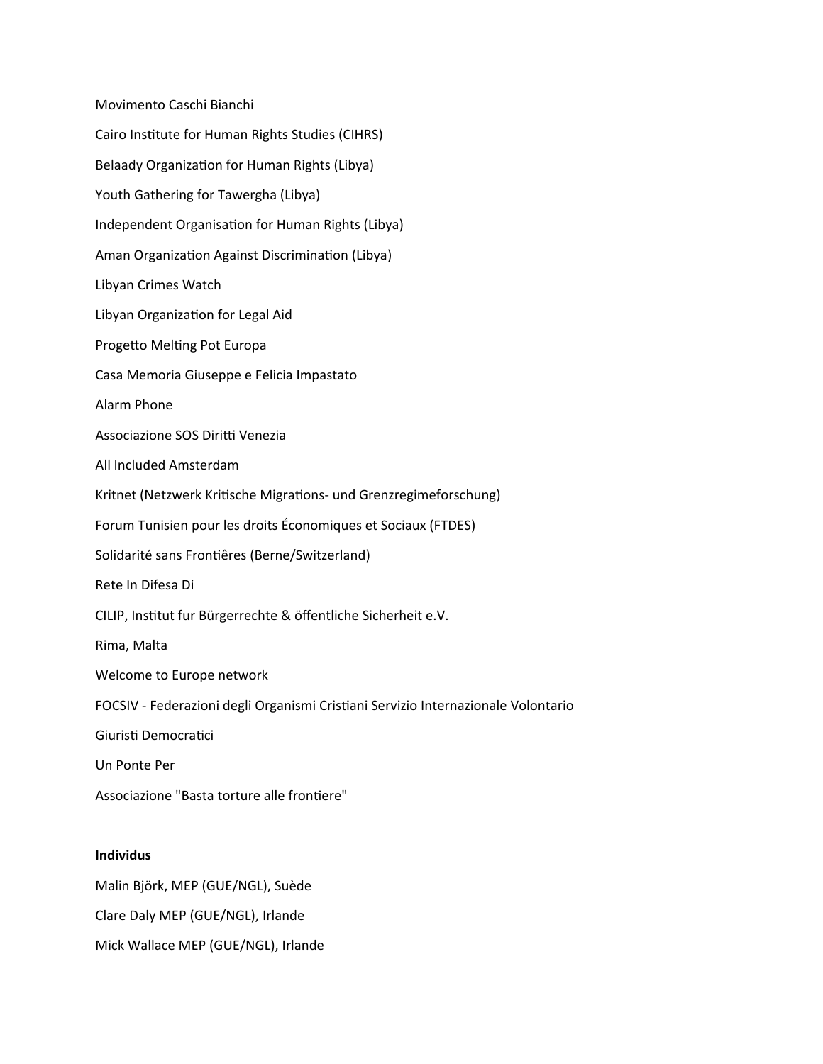Movimento Caschi Bianchi

Cairo Institute for Human Rights Studies (CIHRS)

Belaady Organization for Human Rights (Libya)

Youth Gathering for Tawergha (Libya)

Independent Organisation for Human Rights (Libya)

Aman Organization Against Discrimination (Libya)

Libyan Crimes Watch

Libyan Organization for Legal Aid

Progetto Melting Pot Europa

Casa Memoria Giuseppe e Felicia Impastato

Alarm Phone

Associazione SOS Diritti Venezia

All Included Amsterdam

Kritnet (Netzwerk Kritische Migrations- und Grenzregimeforschung)

Forum Tunisien pour les droits Économiques et Sociaux (FTDES)

Solidarité sans Frontiêres (Berne/Switzerland)

Rete In Difesa Di

CILIP, Institut fur Bürgerrechte & öffentliche Sicherheit e.V.

Rima, Malta

Welcome to Europe network

FOCSIV - Federazioni degli Organismi Cristiani Servizio Internazionale Volontario

Giuristi Democratici

Un Ponte Per

Associazione "Basta torture alle frontiere"

**Individus**

Malin Björk, MEP (GUE/NGL), Suède

Clare Daly MEP (GUE/NGL), Irlande

Mick Wallace MEP (GUE/NGL), Irlande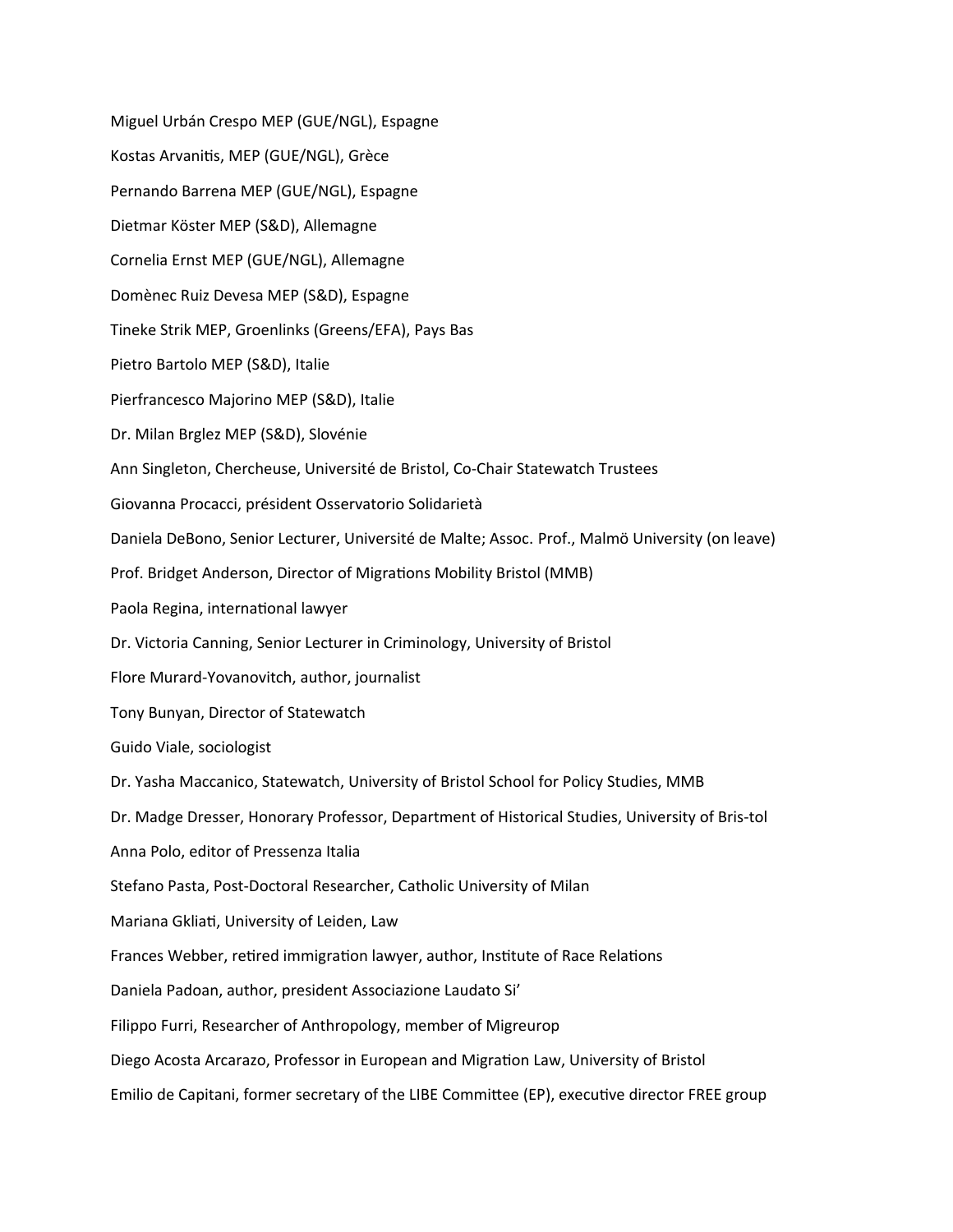Miguel Urbán Crespo MEP (GUE/NGL), Espagne

Kostas Arvanitis, MEP (GUE/NGL), Grèce

Pernando Barrena MEP (GUE/NGL), Espagne

Dietmar Köster MEP (S&D), Allemagne

Cornelia Ernst MEP (GUE/NGL), Allemagne

Domènec Ruiz Devesa MEP (S&D), Espagne

Tineke Strik MEP, Groenlinks (Greens/EFA), Pays Bas

Pietro Bartolo MEP (S&D), Italie

Pierfrancesco Majorino MEP (S&D), Italie

Dr. Milan Brglez MEP (S&D), Slovénie

Ann Singleton, Chercheuse, Université de Bristol, Co-Chair Statewatch Trustees

Giovanna Procacci, président Osservatorio Solidarietà

Daniela DeBono, Senior Lecturer, Université de Malte; Assoc. Prof., Malmö University (on leave)

Prof. Bridget Anderson, Director of Migrations Mobility Bristol (MMB)

Paola Regina, international lawyer

Dr. Victoria Canning, Senior Lecturer in Criminology, University of Bristol

Flore Murard-Yovanovitch, author, journalist

Tony Bunyan, Director of Statewatch

Guido Viale, sociologist

Dr. Yasha Maccanico, Statewatch, University of Bristol School for Policy Studies, MMB

Dr. Madge Dresser, Honorary Professor, Department of Historical Studies, University of Bris-tol

Anna Polo, editor of Pressenza Italia

Stefano Pasta, Post-Doctoral Researcher, Catholic University of Milan

Mariana Gkliati, University of Leiden, Law

Frances Webber, retired immigration lawyer, author, Institute of Race Relations

Daniela Padoan, author, president Associazione Laudato Si'

Filippo Furri, Researcher of Anthropology, member of Migreurop

Diego Acosta Arcarazo, Professor in European and Migration Law, University of Bristol

Emilio de Capitani, former secretary of the LIBE Committee (EP), executive director FREE group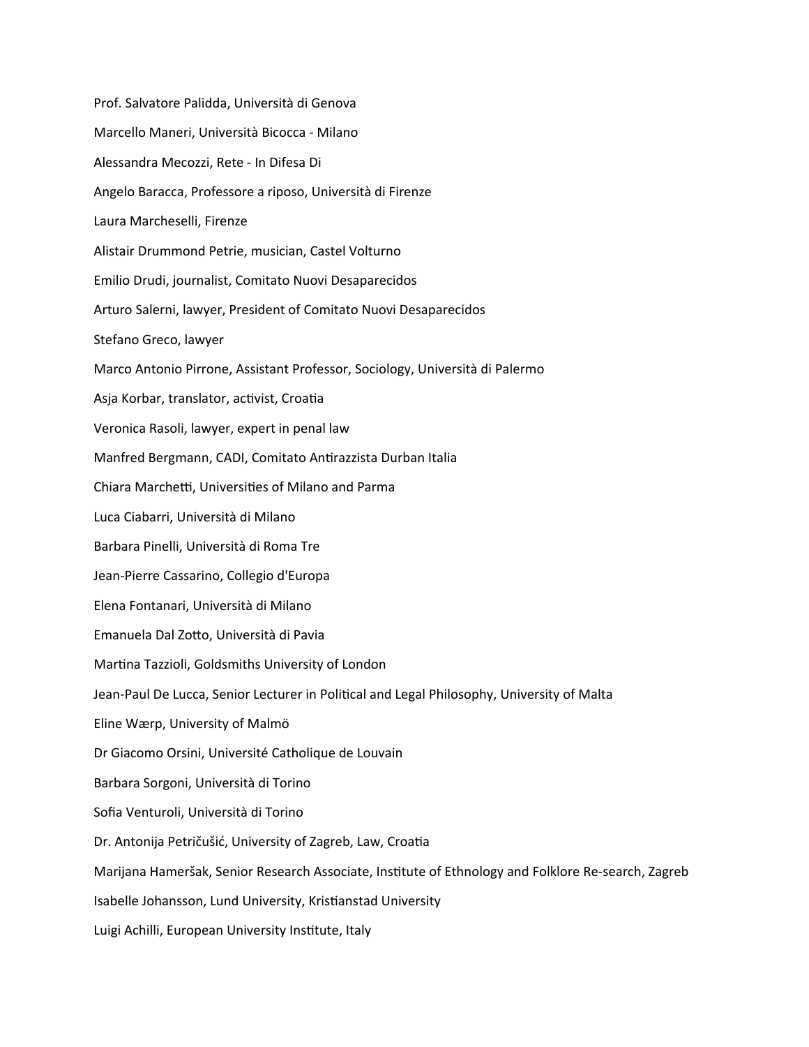Prof. Salvatore Palidda, Università di Genova

Marcello Maneri, Università Bicocca - Milano

Alessandra Mecozzi, Rete - In Difesa Di

Angelo Baracca, Professore a riposo, Università di Firenze

Laura Marcheselli, Firenze

Alistair Drummond Petrie, musician, Castel Volturno

Emilio Drudi, journalist, Comitato Nuovi Desaparecidos

Arturo Salerni, lawyer, President of Comitato Nuovi Desaparecidos

Stefano Greco, lawyer

Marco Antonio Pirrone, Assistant Professor, Sociology, Università di Palermo

Asja Korbar, translator, activist, Croatia

Veronica Rasoli, lawyer, expert in penal law

Manfred Bergmann, CADI, Comitato Antirazzista Durban Italia

Chiara Marchetti, Universities of Milano and Parma

Luca Ciabarri, Università di Milano

Barbara Pinelli, Università di Roma Tre

Jean-Pierre Cassarino, Collegio d'Europa

Elena Fontanari, Università di Milano

Emanuela Dal Zotto, Università di Pavia

Martina Tazzioli, Goldsmiths University of London

Jean-Paul De Lucca, Senior Lecturer in Political and Legal Philosophy, University of Malta

Eline Wærp, University of Malmö

Dr Giacomo Orsini, Université Catholique de Louvain

Barbara Sorgoni, Università di Torino

Sofia Venturoli, Università di Torino

Dr. Antonija Petričušić, University of Zagreb, Law, Croatia

Marijana Hameršak, Senior Research Associate, Institute of Ethnology and Folklore Re-search, Zagreb

Isabelle Johansson, Lund University, Kristianstad University

Luigi Achilli, European University Institute, Italy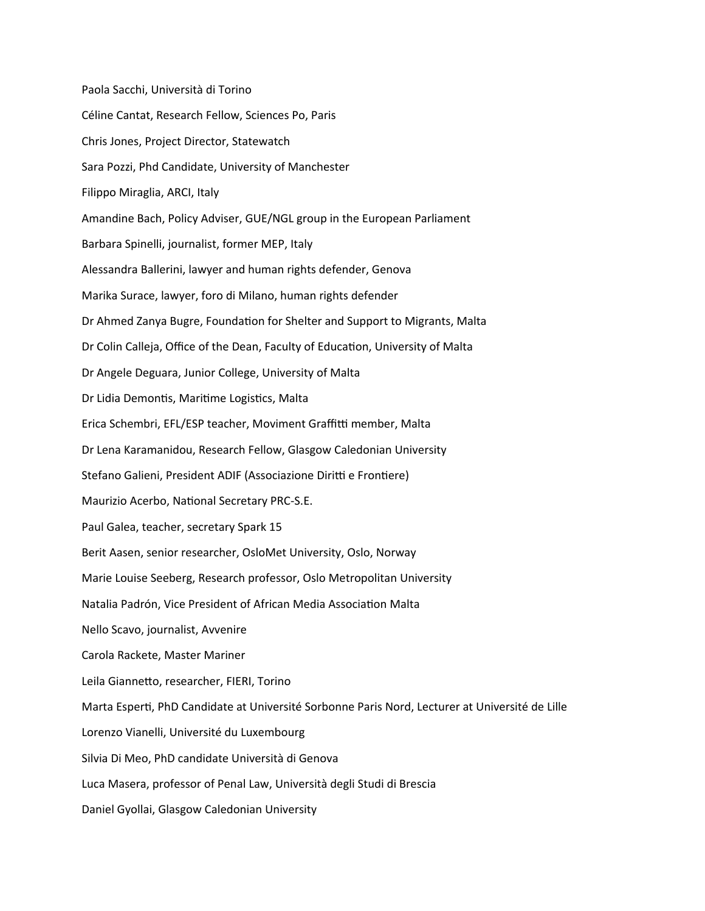Paola Sacchi, Università di Torino

Céline Cantat, Research Fellow, Sciences Po, Paris

Chris Jones, Project Director, Statewatch

Sara Pozzi, Phd Candidate, University of Manchester

Filippo Miraglia, ARCI, Italy

Amandine Bach, Policy Adviser, GUE/NGL group in the European Parliament

Barbara Spinelli, journalist, former MEP, Italy

Alessandra Ballerini, lawyer and human rights defender, Genova

Marika Surace, lawyer, foro di Milano, human rights defender

Dr Ahmed Zanya Bugre, Foundation for Shelter and Support to Migrants, Malta

Dr Colin Calleja, Office of the Dean, Faculty of Education, University of Malta

Dr Angele Deguara, Junior College, University of Malta

Dr Lidia Demontis, Maritime Logistics, Malta

Erica Schembri, EFL/ESP teacher, Moviment Graffitti member, Malta

Dr Lena Karamanidou, Research Fellow, Glasgow Caledonian University

Stefano Galieni, President ADIF (Associazione Diritti e Frontiere)

Maurizio Acerbo, National Secretary PRC-S.E.

Paul Galea, teacher, secretary Spark 15

Berit Aasen, senior researcher, OsloMet University, Oslo, Norway

Marie Louise Seeberg, Research professor, Oslo Metropolitan University

Natalia Padrón, Vice President of African Media Association Malta

Nello Scavo, journalist, Avvenire

Carola Rackete, Master Mariner

Leila Giannetto, researcher, FIERI, Torino

Marta Esperti, PhD Candidate at Université Sorbonne Paris Nord, Lecturer at Université de Lille

Lorenzo Vianelli, Université du Luxembourg

Silvia Di Meo, PhD candidate Università di Genova

Luca Masera, professor of Penal Law, Università degli Studi di Brescia

Daniel Gyollai, Glasgow Caledonian University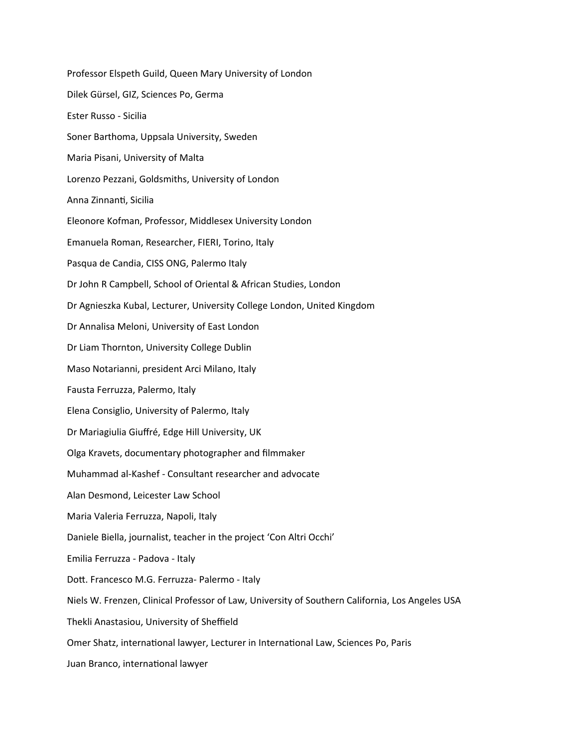Professor Elspeth Guild, Queen Mary University of London

Dilek Gürsel, GIZ, Sciences Po, Germa

Ester Russo - Sicilia

Soner Barthoma, Uppsala University, Sweden

Maria Pisani, University of Malta

Lorenzo Pezzani, Goldsmiths, University of London

Anna Zinnanti, Sicilia

Eleonore Kofman, Professor, Middlesex University London

Emanuela Roman, Researcher, FIERI, Torino, Italy

Pasqua de Candia, CISS ONG, Palermo Italy

Dr John R Campbell, School of Oriental & African Studies, London

Dr Agnieszka Kubal, Lecturer, University College London, United Kingdom

Dr Annalisa Meloni, University of East London

Dr Liam Thornton, University College Dublin

Maso Notarianni, president Arci Milano, Italy

Fausta Ferruzza, Palermo, Italy

Elena Consiglio, University of Palermo, Italy

Dr Mariagiulia Giuffré, Edge Hill University, UK

Olga Kravets, documentary photographer and filmmaker

Muhammad al-Kashef - Consultant researcher and advocate

Alan Desmond, Leicester Law School

Maria Valeria Ferruzza, Napoli, Italy

Daniele Biella, journalist, teacher in the project 'Con Altri Occhi'

Emilia Ferruzza - Padova - Italy

Dott. Francesco M.G. Ferruzza- Palermo - Italy

Niels W. Frenzen, Clinical Professor of Law, University of Southern California, Los Angeles USA

Thekli Anastasiou, University of Sheffield

Omer Shatz, international lawyer, Lecturer in International Law, Sciences Po, Paris

Juan Branco, international lawyer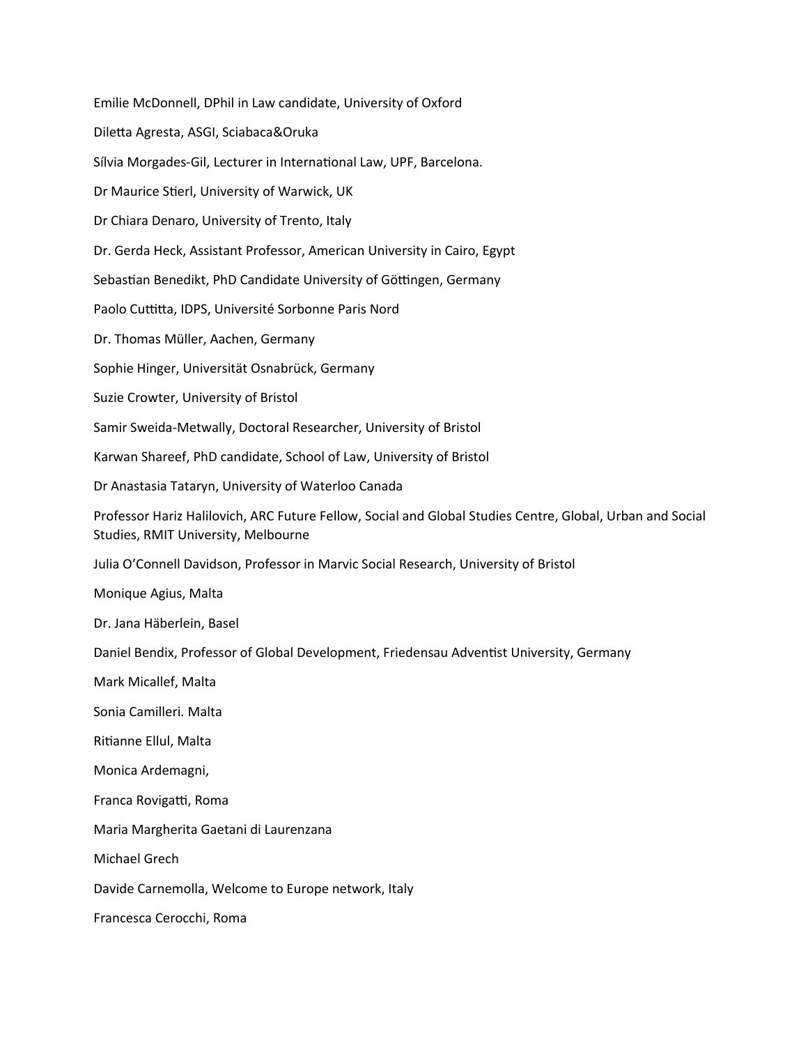Emilie McDonnell, DPhil in Law candidate, University of Oxford

Diletta Agresta, ASGI, Sciabaca&Oruka

Sílvia Morgades-Gil, Lecturer in International Law, UPF, Barcelona.

Dr Maurice Stierl, University of Warwick, UK

Dr Chiara Denaro, University of Trento, Italy

Dr. Gerda Heck, Assistant Professor, American University in Cairo, Egypt

Sebastian Benedikt, PhD Candidate University of Göttingen, Germany

Paolo Cuttitta, IDPS, Université Sorbonne Paris Nord

Dr. Thomas Müller, Aachen, Germany

Sophie Hinger, Universität Osnabrück, Germany

Suzie Crowter, University of Bristol

Samir Sweida-Metwally, Doctoral Researcher, University of Bristol

Karwan Shareef, PhD candidate, School of Law, University of Bristol

Dr Anastasia Tataryn, University of Waterloo Canada

Professor Hariz Halilovich, ARC Future Fellow, Social and Global Studies Centre, Global, Urban and Social Studies, RMIT University, Melbourne

Julia O'Connell Davidson, Professor in Marvic Social Research, University of Bristol

Monique Agius, Malta

Dr. Jana Häberlein, Basel

Daniel Bendix, Professor of Global Development, Friedensau Adventist University, Germany

Mark Micallef, Malta

Sonia Camilleri. Malta

Ritianne Ellul, Malta

Monica Ardemagni,

Franca Rovigatti, Roma

Maria Margherita Gaetani di Laurenzana

Michael Grech

Davide Carnemolla, Welcome to Europe network, Italy

Francesca Cerocchi, Roma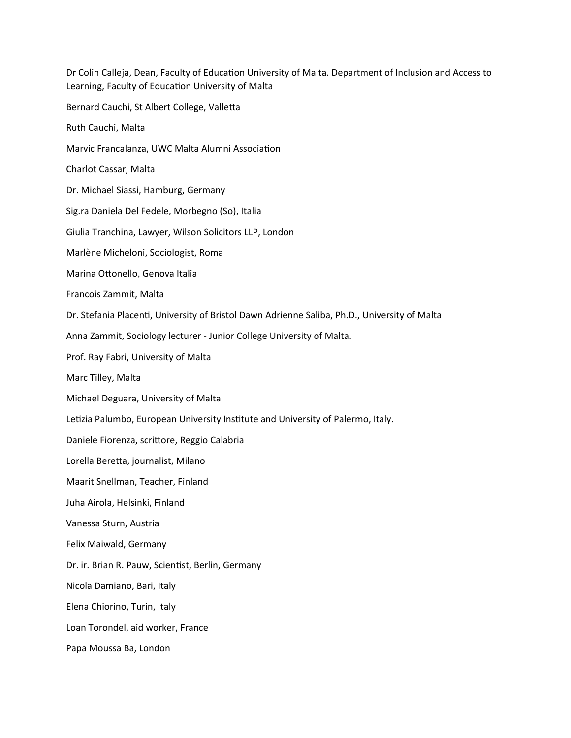Dr Colin Calleja, Dean, Faculty of Education University of Malta. Department of Inclusion and Access to Learning, Faculty of Education University of Malta

Bernard Cauchi, St Albert College, Valletta

Ruth Cauchi, Malta

Marvic Francalanza, UWC Malta Alumni Association

Charlot Cassar, Malta

Dr. Michael Siassi, Hamburg, Germany

Sig.ra Daniela Del Fedele, Morbegno (So), Italia

Giulia Tranchina, Lawyer, Wilson Solicitors LLP, London

Marlène Micheloni, Sociologist, Roma

Marina Ottonello, Genova Italia

Francois Zammit, Malta

Dr. Stefania Placenti, University of Bristol Dawn Adrienne Saliba, Ph.D., University of Malta

Anna Zammit, Sociology lecturer - Junior College University of Malta.

Prof. Ray Fabri, University of Malta

Marc Tilley, Malta

Michael Deguara, University of Malta

Letizia Palumbo, European University Institute and University of Palermo, Italy.

Daniele Fiorenza, scrittore, Reggio Calabria

Lorella Beretta, journalist, Milano

Maarit Snellman, Teacher, Finland

Juha Airola, Helsinki, Finland

Vanessa Sturn, Austria

Felix Maiwald, Germany

Dr. ir. Brian R. Pauw, Scientist, Berlin, Germany

Nicola Damiano, Bari, Italy

Elena Chiorino, Turin, Italy

Loan Torondel, aid worker, France

Papa Moussa Ba, London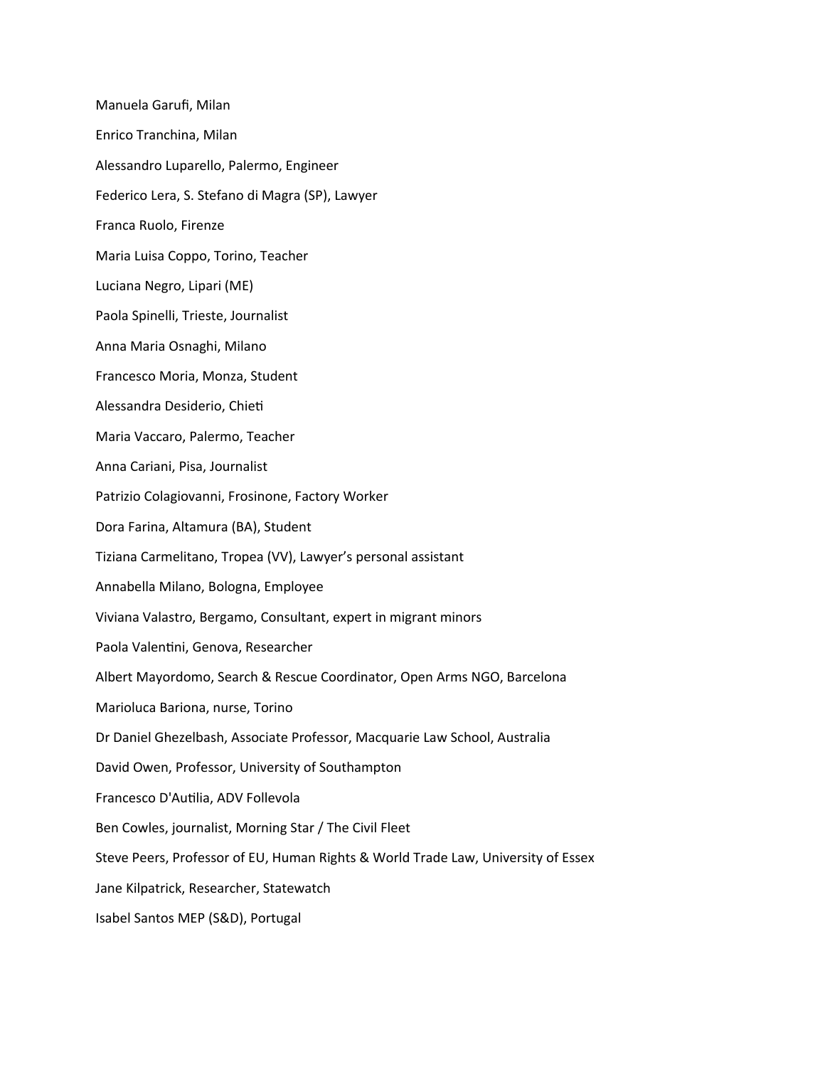Manuela Garufi, Milan

Enrico Tranchina, Milan

Alessandro Luparello, Palermo, Engineer

Federico Lera, S. Stefano di Magra (SP), Lawyer

Franca Ruolo, Firenze

Maria Luisa Coppo, Torino, Teacher

Luciana Negro, Lipari (ME)

Paola Spinelli, Trieste, Journalist

Anna Maria Osnaghi, Milano

Francesco Moria, Monza, Student

Alessandra Desiderio, Chieti

Maria Vaccaro, Palermo, Teacher

Anna Cariani, Pisa, Journalist

Patrizio Colagiovanni, Frosinone, Factory Worker

Dora Farina, Altamura (BA), Student

Tiziana Carmelitano, Tropea (VV), Lawyer's personal assistant

Annabella Milano, Bologna, Employee

Viviana Valastro, Bergamo, Consultant, expert in migrant minors

Paola Valentini, Genova, Researcher

Albert Mayordomo, Search & Rescue Coordinator, Open Arms NGO, Barcelona

Marioluca Bariona, nurse, Torino

Dr Daniel Ghezelbash, Associate Professor, Macquarie Law School, Australia

David Owen, Professor, University of Southampton

Francesco D'Autilia, ADV Follevola

Ben Cowles, journalist, Morning Star / The Civil Fleet

Steve Peers, Professor of EU, Human Rights & World Trade Law, University of Essex

Jane Kilpatrick, Researcher, Statewatch

Isabel Santos MEP (S&D), Portugal